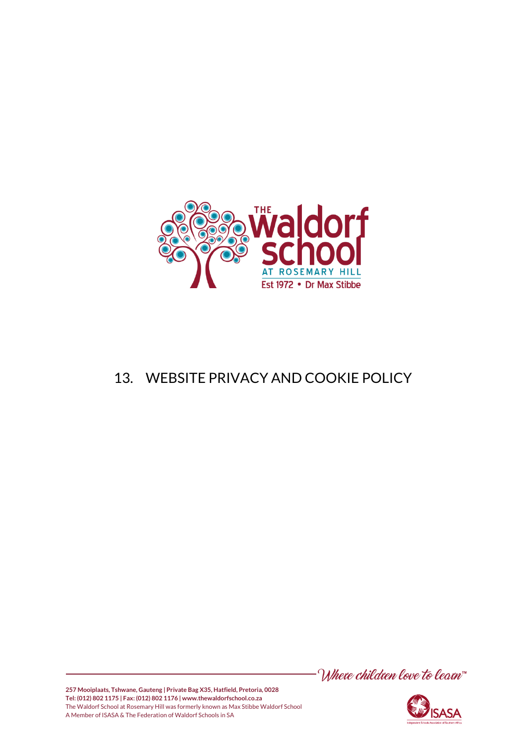# 13. WEBSITE PRIVACY AND COOKIE POLICY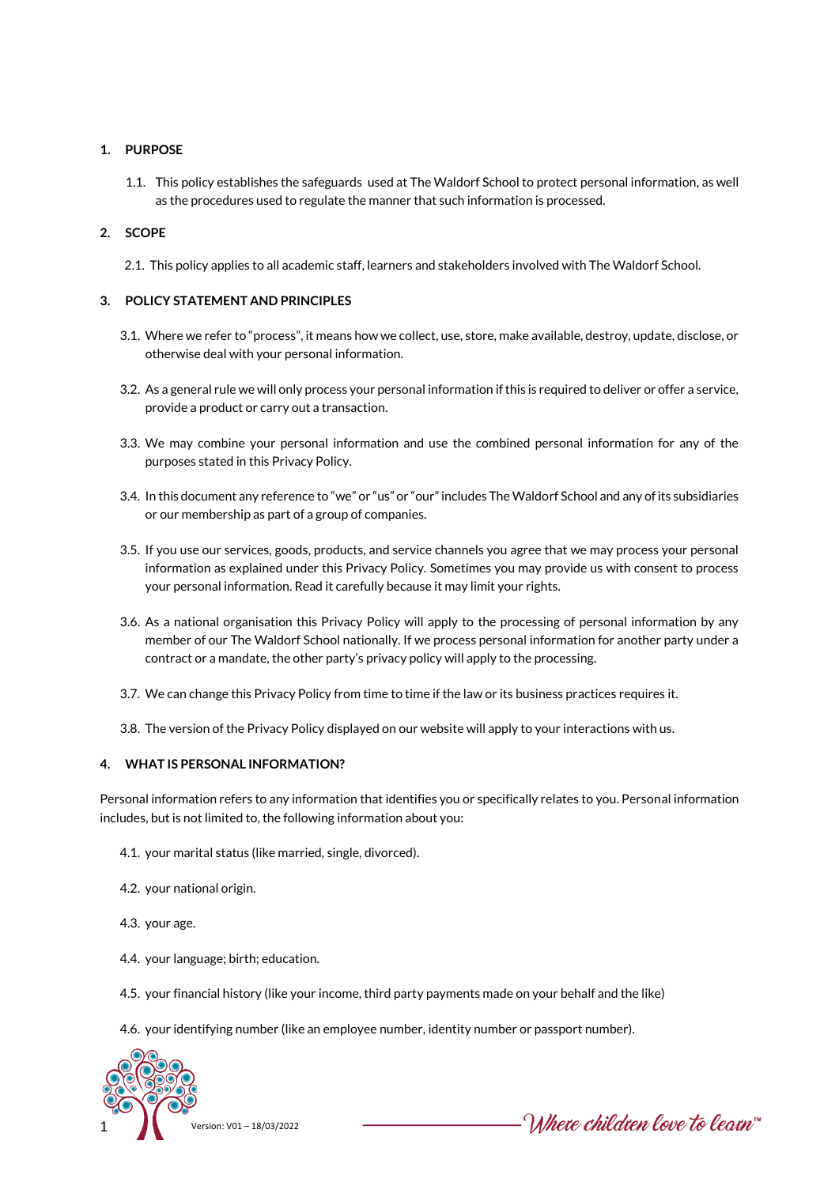## 1. PURPOSE

1.1. This policy establishes the safeguards used at The Waldorf School to protect personal information, as well as the procedures used to regulate the manner that such information is processed.

## 2. SCOPE

2.1. This policy applies to all academic staff, learners and stakeholders involved with The Waldorf School.

## 3. POLICY STATEMENT AND PRINCIPLES

3.1. Where we refer to "process", it means how we collect, use, store, make available, destroy, update, disclose, or otherwise deal with your personal information.

3.2. As a general rule we will only process your personal information if this is required to deliver or offer a service, provide a product or carry out a transaction.

3.3. We may combine your personal information and use the combined personal information for any of the purposes stated in this Privacy Policy.

3.4. In this document any reference to "we" or "us" or "our" includes The Waldorf School and any of its subsidiaries or our membership as part of a group of companies.

3.5. If you use our services, goods, products, and service channels you agree that we may process your personal information as explained under this Privacy Policy. Sometimes you may provide us with consent to process your personal information. Read it carefully because it may limit your rights.

3.6. As a national organisation this Privacy Policy will apply to the processing of personal information by any member of our The Waldorf School nationally. If we process personal information for another party under a contract or a mandate, the other party's privacy policy will apply to the processing.

3.7. We can change this Privacy Policy from time to time if the law or its business practices requires it.

3.8. The version of the Privacy Policy displayed on our website will apply to your interactions with us.

## 4. WHAT IS PERSONAL INFORMATION?

Personal information refers to any information that identifies you or specifically relates to you. Personal information includes, but is not limited to, the following information about you:

4.1. your marital status (like married, single, divorced).

4.2. your national origin.

4.3. your age.

4.4. your language; birth; education.

4.5. your financial history (like your income, third party payments made on your behalf and the like)

4.6. your identifying number (like an employee number, identity number or passport number).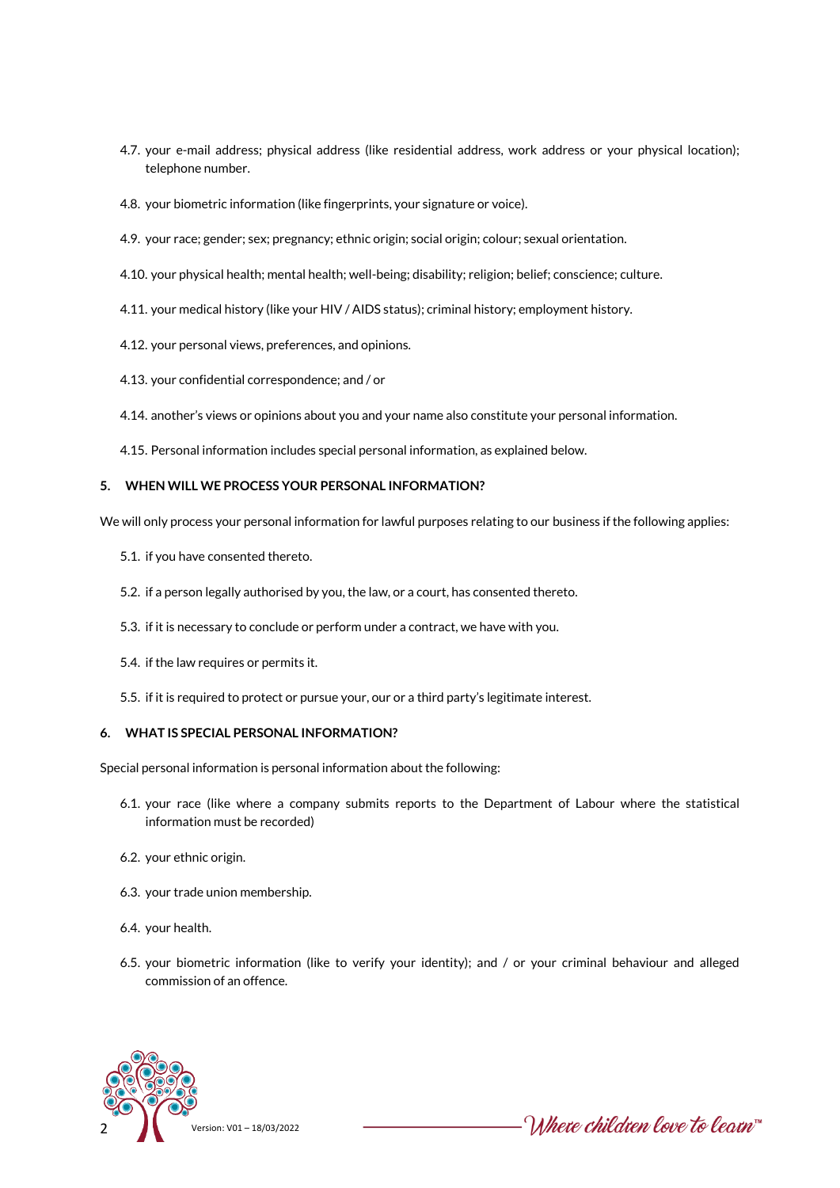4.7. your e-mail address; physical address (like residential address, work address or your physical location); telephone number.

4.8. your biometric information (like fingerprints, your signature or voice).

4.9. your race; gender; sex; pregnancy; ethnic origin; social origin; colour; sexual orientation.

4.10. your physical health; mental health; well-being; disability; religion; belief; conscience; culture.

4.11. your medical history (like your HIV / AIDS status); criminal history; employment history.

4.12. your personal views, preferences, and opinions.

4.13. your confidential correspondence; and / or

4.14. another's views or opinions about you and your name also constitute your personal information.

4.15. Personal information includes special personal information, as explained below.

## 5. WHEN WILL WE PROCESS YOUR PERSONAL INFORMATION?

We will only process your personal information for lawful purposes relating to our business if the following applies:

5.1. if you have consented thereto.

5.2. if a person legally authorised by you, the law, or a court, has consented thereto.

5.3. if it is necessary to conclude or perform under a contract, we have with you.

5.4. if the law requires or permits it.

5.5. if it is required to protect or pursue your, our or a third party's legitimate interest.

## 6. WHAT IS SPECIAL PERSONAL INFORMATION?

Special personal information is personal information about the following:

6.1. your race (like where a company submits reports to the Department of Labour where the statistical information must be recorded)

6.2. your ethnic origin.

6.3. your trade union membership.

6.4. your health.

6.5. your biometric information (like to verify your identity); and / or your criminal behaviour and alleged commission of an offence.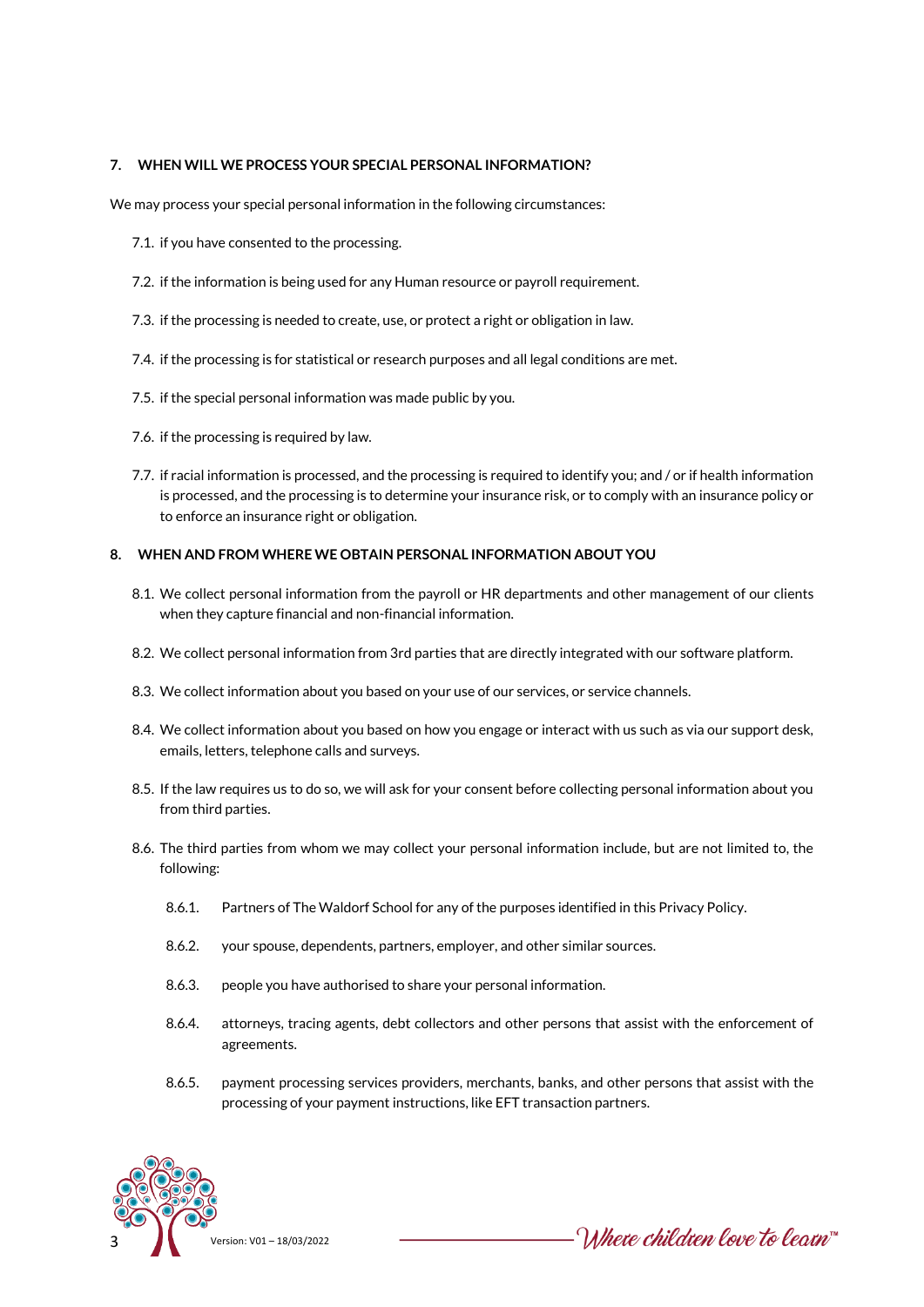## 7. WHEN WILL WE PROCESS YOUR SPECIAL PERSONAL INFORMATION?

We may process your special personal information in the following circumstances:

7.1. if you have consented to the processing.

7.2. if the information is being used for any Human resource or payroll requirement.

7.3. if the processing is needed to create, use, or protect a right or obligation in law.

7.4. if the processing is for statistical or research purposes and all legal conditions are met.

7.5. if the special personal information was made public by you.

7.6. if the processing is required by law.

7.7. if racial information is processed, and the processing is required to identify you; and / or if health information is processed, and the processing is to determine your insurance risk, or to comply with an insurance policy or to enforce an insurance right or obligation.

## 8. WHEN AND FROM WHERE WE OBTAIN PERSONAL INFORMATION ABOUT YOU

8.1. We collect personal information from the payroll or HR departments and other management of our clients when they capture financial and non-financial information.

8.2. We collect personal information from 3rd parties that are directly integrated with our software platform.

8.3. We collect information about you based on your use of our services, or service channels.

8.4. We collect information about you based on how you engage or interact with us such as via our support desk, emails, letters, telephone calls and surveys.

8.5. If the law requires us to do so, we will ask for your consent before collecting personal information about you from third parties.

8.6. The third parties from whom we may collect your personal information include, but are not limited to, the following:

8.6.1. Partners of The Waldorf School for any of the purposes identified in this Privacy Policy.

8.6.2. your spouse, dependents, partners, employer, and other similar sources.

8.6.3. people you have authorised to share your personal information.

8.6.4. attorneys, tracing agents, debt collectors and other persons that assist with the enforcement of agreements.

8.6.5. payment processing services providers, merchants, banks, and other persons that assist with the processing of your payment instructions, like EFT transaction partners.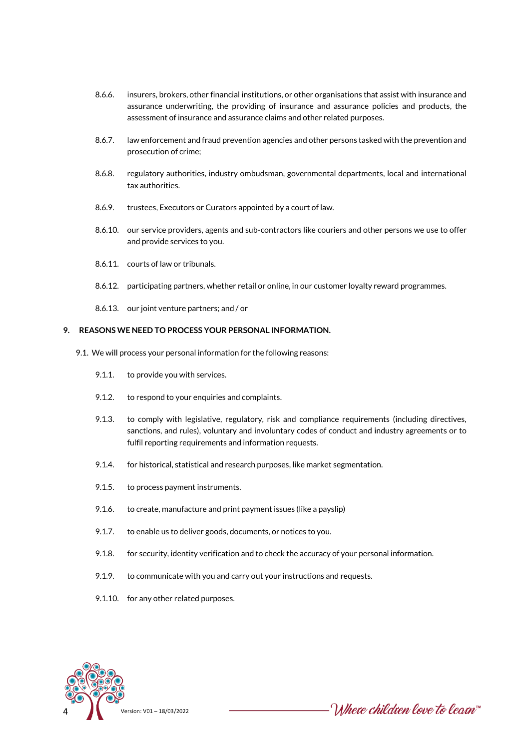8.6.6. insurers, brokers, other financial institutions, or other organisations that assist with insurance and assurance underwriting, the providing of insurance and assurance policies and products, the assessment of insurance and assurance claims and other related purposes.

8.6.7. law enforcement and fraud prevention agencies and other persons tasked with the prevention and prosecution of crime;

8.6.8. regulatory authorities, industry ombudsman, governmental departments, local and international tax authorities.

8.6.9. trustees, Executors or Curators appointed by a court of law.

8.6.10. our service providers, agents and sub-contractors like couriers and other persons we use to offer and provide services to you.

8.6.11. courts of law or tribunals.

8.6.12. participating partners, whether retail or online, in our customer loyalty reward programmes.

8.6.13. our joint venture partners; and / or

## 9. REASONS WE NEED TO PROCESS YOUR PERSONAL INFORMATION.

9.1. We will process your personal information for the following reasons:

9.1.1. to provide you with services.

9.1.2. to respond to your enquiries and complaints.

9.1.3. to comply with legislative, regulatory, risk and compliance requirements (including directives, sanctions, and rules), voluntary and involuntary codes of conduct and industry agreements or to fulfil reporting requirements and information requests.

9.1.4. for historical, statistical and research purposes, like market segmentation.

9.1.5. to process payment instruments.

9.1.6. to create, manufacture and print payment issues (like a payslip)

9.1.7. to enable us to deliver goods, documents, or notices to you.

9.1.8. for security, identity verification and to check the accuracy of your personal information.

9.1.9. to communicate with you and carry out your instructions and requests.

9.1.10. for any other related purposes.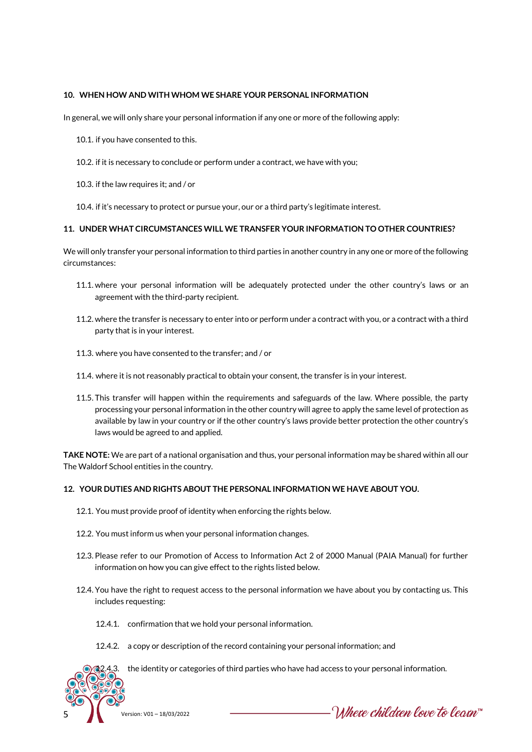## 10. WHEN HOW AND WITH WHOM WE SHARE YOUR PERSONAL INFORMATION

In general, we will only share your personal information if any one or more of the following apply:

10.1. if you have consented to this.

10.2. if it is necessary to conclude or perform under a contract, we have with you;

10.3. if the law requires it; and / or

10.4. if it's necessary to protect or pursue your, our or a third party's legitimate interest.

## 11. UNDER WHAT CIRCUMSTANCES WILL WE TRANSFER YOUR INFORMATION TO OTHER COUNTRIES?

We will only transfer your personal information to third parties in another country in any one or more of the following circumstances:

11.1. where your personal information will be adequately protected under the other country's laws or an agreement with the third-party recipient.

11.2. where the transfer is necessary to enter into or perform under a contract with you, or a contract with a third party that is in your interest.

11.3. where you have consented to the transfer; and / or

11.4. where it is not reasonably practical to obtain your consent, the transfer is in your interest.

11.5. This transfer will happen within the requirements and safeguards of the law. Where possible, the party processing your personal information in the other country will agree to apply the same level of protection as available by law in your country or if the other country's laws provide better protection the other country's laws would be agreed to and applied.

**TAKE NOTE:** We are part of a national organisation and thus, your personal information may be shared within all our The Waldorf School entities in the country.

## 12. YOUR DUTIES AND RIGHTS ABOUT THE PERSONAL INFORMATION WE HAVE ABOUT YOU.

12.1. You must provide proof of identity when enforcing the rights below.

12.2. You must inform us when your personal information changes.

12.3. Please refer to our Promotion of Access to Information Act 2 of 2000 Manual (PAIA Manual) for further information on how you can give effect to the rights listed below.

12.4. You have the right to request access to the personal information we have about you by contacting us. This includes requesting:

12.4.1. confirmation that we hold your personal information.

12.4.2. a copy or description of the record containing your personal information; and

12.4.3. the identity or categories of third parties who have had access to your personal information.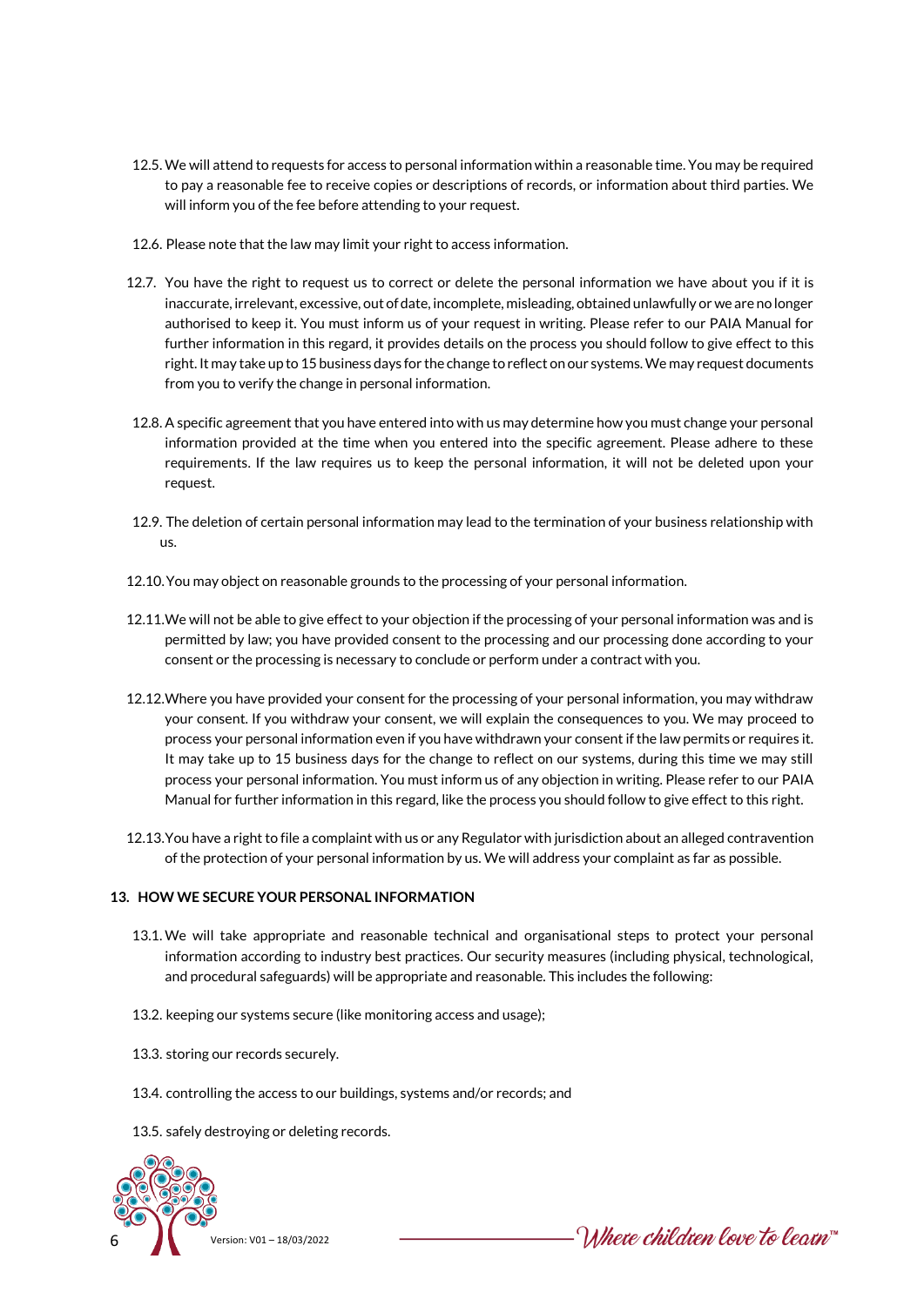12.5. We will attend to requests for access to personal information within a reasonable time. You may be required to pay a reasonable fee to receive copies or descriptions of records, or information about third parties. We will inform you of the fee before attending to your request.

12.6. Please note that the law may limit your right to access information.

12.7. You have the right to request us to correct or delete the personal information we have about you if it is inaccurate, irrelevant, excessive, out of date, incomplete, misleading, obtained unlawfully or we are no longer authorised to keep it. You must inform us of your request in writing. Please refer to our PAIA Manual for further information in this regard, it provides details on the process you should follow to give effect to this right. It may take up to 15 business days for the change to reflect on our systems. We may request documents from you to verify the change in personal information.

12.8. A specific agreement that you have entered into with us may determine how you must change your personal information provided at the time when you entered into the specific agreement. Please adhere to these requirements. If the law requires us to keep the personal information, it will not be deleted upon your request.

12.9. The deletion of certain personal information may lead to the termination of your business relationship with us.

12.10. You may object on reasonable grounds to the processing of your personal information.

12.11. We will not be able to give effect to your objection if the processing of your personal information was and is permitted by law; you have provided consent to the processing and our processing done according to your consent or the processing is necessary to conclude or perform under a contract with you.

12.12. Where you have provided your consent for the processing of your personal information, you may withdraw your consent. If you withdraw your consent, we will explain the consequences to you. We may proceed to process your personal information even if you have withdrawn your consent if the law permits or requires it. It may take up to 15 business days for the change to reflect on our systems, during this time we may still process your personal information. You must inform us of any objection in writing. Please refer to our PAIA Manual for further information in this regard, like the process you should follow to give effect to this right.

12.13. You have a right to file a complaint with us or any Regulator with jurisdiction about an alleged contravention of the protection of your personal information by us. We will address your complaint as far as possible.

## 13. HOW WE SECURE YOUR PERSONAL INFORMATION

13.1. We will take appropriate and reasonable technical and organisational steps to protect your personal information according to industry best practices. Our security measures (including physical, technological, and procedural safeguards) will be appropriate and reasonable. This includes the following:

13.2. keeping our systems secure (like monitoring access and usage);

13.3. storing our records securely.

13.4. controlling the access to our buildings, systems and/or records; and

13.5. safely destroying or deleting records.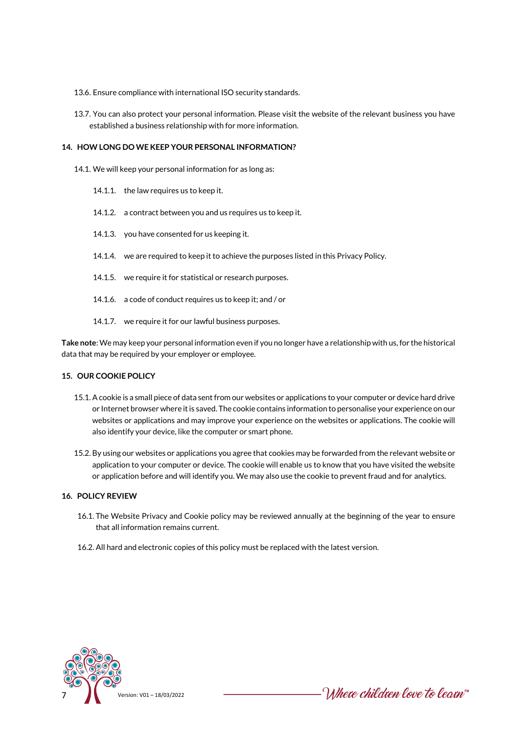13.6. Ensure compliance with international ISO security standards.

13.7. You can also protect your personal information. Please visit the website of the relevant business you have established a business relationship with for more information.

## 14. HOW LONG DO WE KEEP YOUR PERSONAL INFORMATION?

14.1. We will keep your personal information for as long as:

- 14.1.1. the law requires us to keep it.
- 14.1.2. a contract between you and us requires us to keep it.
- 14.1.3. you have consented for us keeping it.
- 14.1.4. we are required to keep it to achieve the purposes listed in this Privacy Policy.
- 14.1.5. we require it for statistical or research purposes.
- 14.1.6. a code of conduct requires us to keep it; and / or
- 14.1.7. we require it for our lawful business purposes.

**Take note**: We may keep your personal information even if you no longer have a relationship with us, for the historical data that may be required by your employer or employee.

## 15. OUR COOKIE POLICY

15.1. A cookie is a small piece of data sent from our websites or applications to your computer or device hard drive or Internet browser where it is saved. The cookie contains information to personalise your experience on our websites or applications and may improve your experience on the websites or applications. The cookie will also identify your device, like the computer or smart phone.

15.2. By using our websites or applications you agree that cookies may be forwarded from the relevant website or application to your computer or device. The cookie will enable us to know that you have visited the website or application before and will identify you. We may also use the cookie to prevent fraud and for analytics.

## 16. POLICY REVIEW

16.1. The Website Privacy and Cookie policy may be reviewed annually at the beginning of the year to ensure that all information remains current.

16.2. All hard and electronic copies of this policy must be replaced with the latest version.